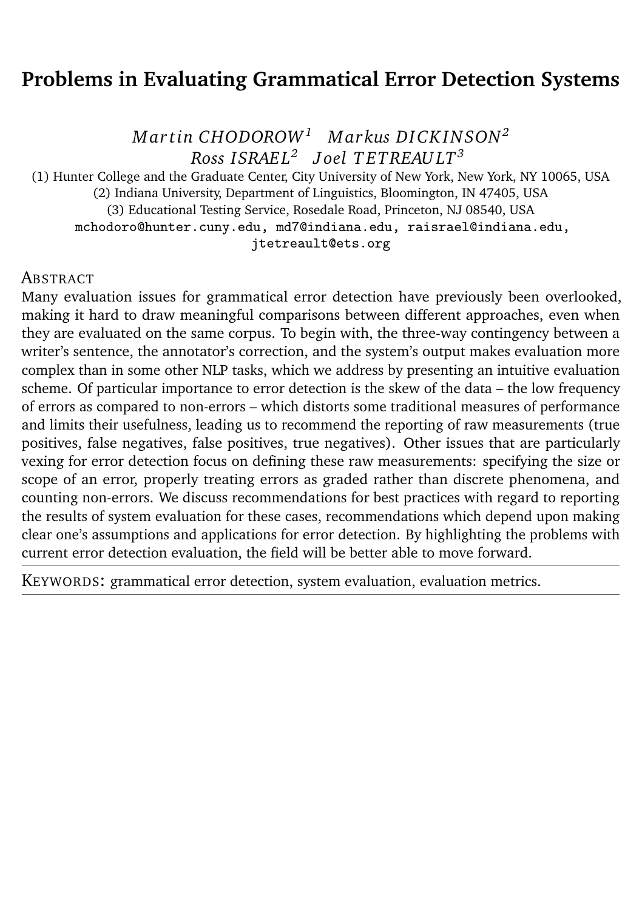# Problems in Evaluating Grammatical Error Detection Systems

*Martin CHODOROW*[1] *Markus DICKINSON*[2]
*Ross ISRAEL*[2] *Joel TETREAULT*[3]

(1) Hunter College and the Graduate Center, City University of New York, New York, NY 10065, USA
(2) Indiana University, Department of Linguistics, Bloomington, IN 47405, USA
(3) Educational Testing Service, Rosedale Road, Princeton, NJ 08540, USA
mchodoro@hunter.cuny.edu, md7@indiana.edu, raisrael@indiana.edu, jtetreault@ets.org

## Abstract

Many evaluation issues for grammatical error detection have previously been overlooked, making it hard to draw meaningful comparisons between different approaches, even when they are evaluated on the same corpus. To begin with, the three-way contingency between a writer's sentence, the annotator's correction, and the system's output makes evaluation more complex than in some other NLP tasks, which we address by presenting an intuitive evaluation scheme. Of particular importance to error detection is the skew of the data – the low frequency of errors as compared to non-errors – which distorts some traditional measures of performance and limits their usefulness, leading us to recommend the reporting of raw measurements (true positives, false negatives, false positives, true negatives). Other issues that are particularly vexing for error detection focus on defining these raw measurements: specifying the size or scope of an error, properly treating errors as graded rather than discrete phenomena, and counting non-errors. We discuss recommendations for best practices with regard to reporting the results of system evaluation for these cases, recommendations which depend upon making clear one's assumptions and applications for error detection. By highlighting the problems with current error detection evaluation, the field will be better able to move forward.

Keywords: grammatical error detection, system evaluation, evaluation metrics.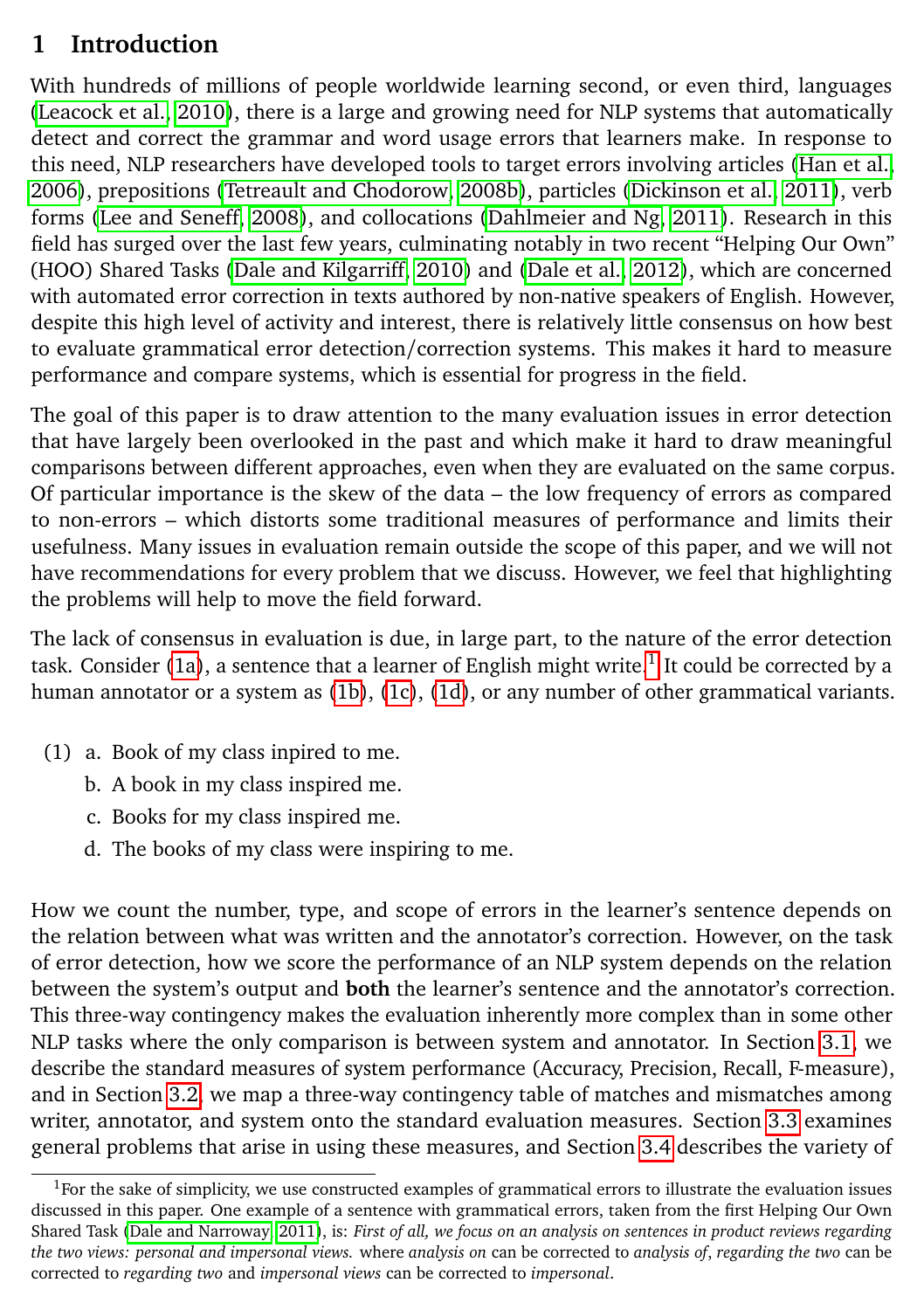# 1 Introduction

With hundreds of millions of people worldwide learning second, or even third, languages (Leacock et al., 2010), there is a large and growing need for NLP systems that automatically detect and correct the grammar and word usage errors that learners make. In response to this need, NLP researchers have developed tools to target errors involving articles (Han et al., 2006), prepositions (Tetreault and Chodorow, 2008b), particles (Dickinson et al., 2011), verb forms (Lee and Seneff, 2008), and collocations (Dahlmeier and Ng, 2011). Research in this field has surged over the last few years, culminating notably in two recent "Helping Our Own" (HOO) Shared Tasks (Dale and Kilgarriff, 2010) and (Dale et al., 2012), which are concerned with automated error correction in texts authored by non-native speakers of English. However, despite this high level of activity and interest, there is relatively little consensus on how best to evaluate grammatical error detection/correction systems. This makes it hard to measure performance and compare systems, which is essential for progress in the field.

The goal of this paper is to draw attention to the many evaluation issues in error detection that have largely been overlooked in the past and which make it hard to draw meaningful comparisons between different approaches, even when they are evaluated on the same corpus. Of particular importance is the skew of the data – the low frequency of errors as compared to non-errors – which distorts some traditional measures of performance and limits their usefulness. Many issues in evaluation remain outside the scope of this paper, and we will not have recommendations for every problem that we discuss. However, we feel that highlighting the problems will help to move the field forward.

The lack of consensus in evaluation is due, in large part, to the nature of the error detection task. Consider (1a), a sentence that a learner of English might write.[1] It could be corrected by a human annotator or a system as (1b), (1c), (1d), or any number of other grammatical variants.

(1) a. Book of my class inpired to me.
 b. A book in my class inspired me.
 c. Books for my class inspired me.
 d. The books of my class were inspiring to me.

How we count the number, type, and scope of errors in the learner's sentence depends on the relation between what was written and the annotator's correction. However, on the task of error detection, how we score the performance of an NLP system depends on the relation between the system's output and **both** the learner's sentence and the annotator's correction. This three-way contingency makes the evaluation inherently more complex than in some other NLP tasks where the only comparison is between system and annotator. In Section 3.1, we describe the standard measures of system performance (Accuracy, Precision, Recall, F-measure), and in Section 3.2, we map a three-way contingency table of matches and mismatches among writer, annotator, and system onto the standard evaluation measures. Section 3.3 examines general problems that arise in using these measures, and Section 3.4 describes the variety of

[1] For the sake of simplicity, we use constructed examples of grammatical errors to illustrate the evaluation issues discussed in this paper. One example of a sentence with grammatical errors, taken from the first Helping Our Own Shared Task (Dale and Narroway, 2011), is: *First of all, we focus on an analysis on sentences in product reviews regarding the two views: personal and impersonal views.* where *analysis on* can be corrected to *analysis of*, *regarding the two* can be corrected to *regarding two* and *impersonal views* can be corrected to *impersonal*.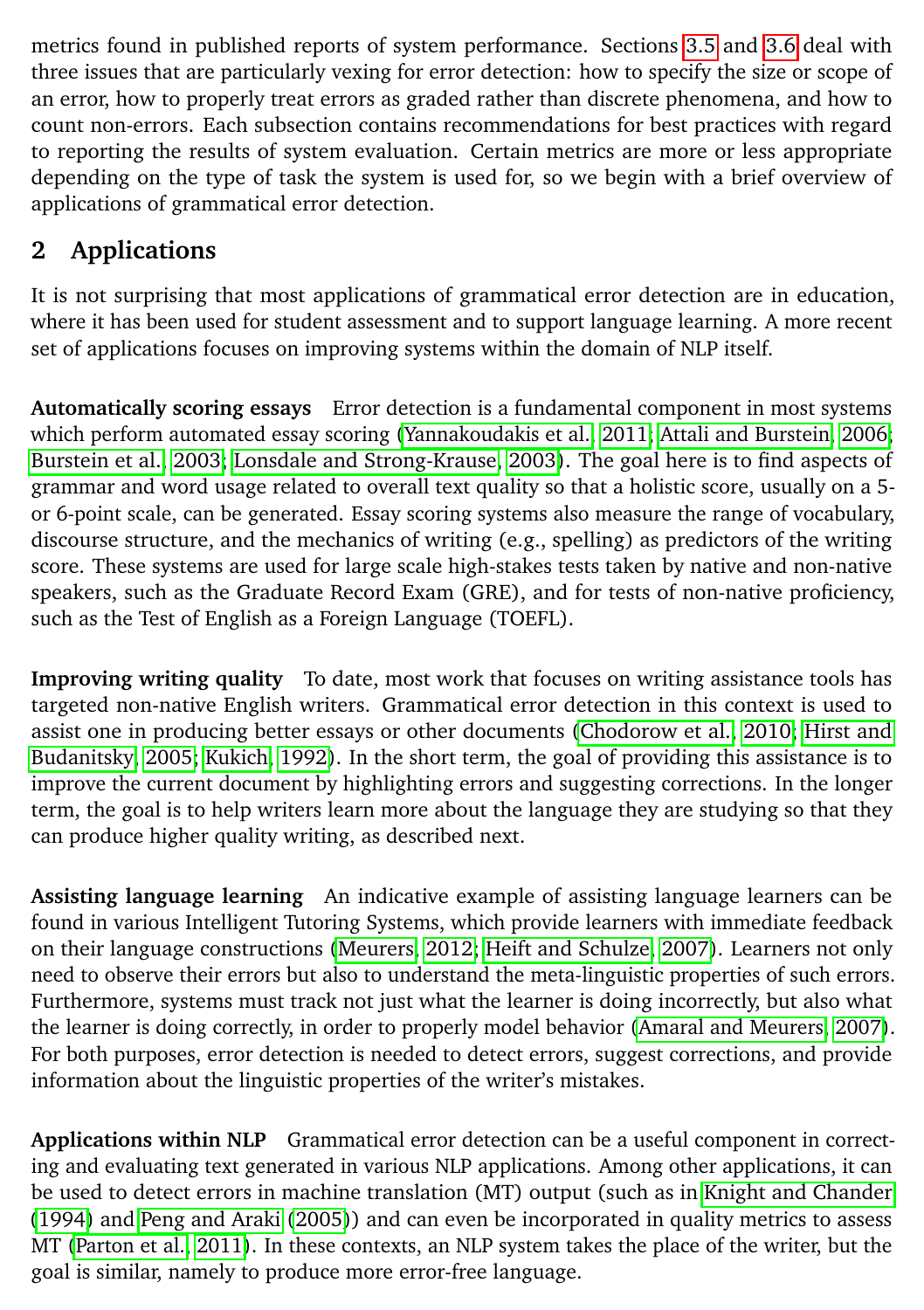metrics found in published reports of system performance. Sections 3.5 and 3.6 deal with three issues that are particularly vexing for error detection: how to specify the size or scope of an error, how to properly treat errors as graded rather than discrete phenomena, and how to count non-errors. Each subsection contains recommendations for best practices with regard to reporting the results of system evaluation. Certain metrics are more or less appropriate depending on the type of task the system is used for, so we begin with a brief overview of applications of grammatical error detection.

## 2 Applications

It is not surprising that most applications of grammatical error detection are in education, where it has been used for student assessment and to support language learning. A more recent set of applications focuses on improving systems within the domain of NLP itself.

**Automatically scoring essays** Error detection is a fundamental component in most systems which perform automated essay scoring (Yannakoudakis et al., 2011; Attali and Burstein, 2006; Burstein et al., 2003; Lonsdale and Strong-Krause, 2003). The goal here is to find aspects of grammar and word usage related to overall text quality so that a holistic score, usually on a 5- or 6-point scale, can be generated. Essay scoring systems also measure the range of vocabulary, discourse structure, and the mechanics of writing (e.g., spelling) as predictors of the writing score. These systems are used for large scale high-stakes tests taken by native and non-native speakers, such as the Graduate Record Exam (GRE), and for tests of non-native proficiency, such as the Test of English as a Foreign Language (TOEFL).

**Improving writing quality** To date, most work that focuses on writing assistance tools has targeted non-native English writers. Grammatical error detection in this context is used to assist one in producing better essays or other documents (Chodorow et al., 2010; Hirst and Budanitsky, 2005; Kukich, 1992). In the short term, the goal of providing this assistance is to improve the current document by highlighting errors and suggesting corrections. In the longer term, the goal is to help writers learn more about the language they are studying so that they can produce higher quality writing, as described next.

**Assisting language learning** An indicative example of assisting language learners can be found in various Intelligent Tutoring Systems, which provide learners with immediate feedback on their language constructions (Meurers, 2012; Heift and Schulze, 2007). Learners not only need to observe their errors but also to understand the meta-linguistic properties of such errors. Furthermore, systems must track not just what the learner is doing incorrectly, but also what the learner is doing correctly, in order to properly model behavior (Amaral and Meurers, 2007). For both purposes, error detection is needed to detect errors, suggest corrections, and provide information about the linguistic properties of the writer's mistakes.

**Applications within NLP** Grammatical error detection can be a useful component in correcting and evaluating text generated in various NLP applications. Among other applications, it can be used to detect errors in machine translation (MT) output (such as in Knight and Chander (1994) and Peng and Araki (2005)) and can even be incorporated in quality metrics to assess MT (Parton et al., 2011). In these contexts, an NLP system takes the place of the writer, but the goal is similar, namely to produce more error-free language.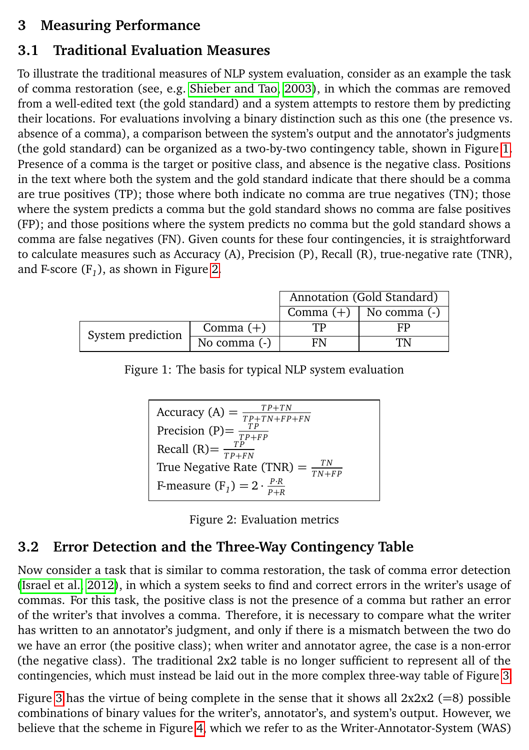## 3 Measuring Performance

### 3.1 Traditional Evaluation Measures

To illustrate the traditional measures of NLP system evaluation, consider as an example the task of comma restoration (see, e.g. Shieber and Tao, 2003), in which the commas are removed from a well-edited text (the gold standard) and a system attempts to restore them by predicting their locations. For evaluations involving a binary distinction such as this one (the presence vs. absence of a comma), a comparison between the system's output and the annotator's judgments (the gold standard) can be organized as a two-by-two contingency table, shown in Figure 1. Presence of a comma is the target or positive class, and absence is the negative class. Positions in the text where both the system and the gold standard indicate that there should be a comma are true positives (TP); those where both indicate no comma are true negatives (TN); those where the system predicts a comma but the gold standard shows no comma are false positives (FP); and those positions where the system predicts no comma but the gold standard shows a comma are false negatives (FN). Given counts for these four contingencies, it is straightforward to calculate measures such as Accuracy (A), Precision (P), Recall (R), true-negative rate (TNR), and F-score ($F_1$), as shown in Figure 2.

| | | Annotation (Gold Standard) | |
|---|---|---|---|
| | | Comma (+) | No comma (-) |
| System prediction | Comma (+) | TP | FP |
| | No comma (-) | FN | TN |

Figure 1: The basis for typical NLP system evaluation

Accuracy (A) $= \frac{TP+TN}{TP+TN+FP+FN}$
Precision (P)$= \frac{TP}{TP+FP}$
Recall (R)$= \frac{TP}{TP+FN}$
True Negative Rate (TNR) $= \frac{TN}{TN+FP}$
F-measure ($F_1$) $= 2 \cdot \frac{P \cdot R}{P+R}$

Figure 2: Evaluation metrics

### 3.2 Error Detection and the Three-Way Contingency Table

Now consider a task that is similar to comma restoration, the task of comma error detection (Israel et al., 2012), in which a system seeks to find and correct errors in the writer's usage of commas. For this task, the positive class is not the presence of a comma but rather an error of the writer's that involves a comma. Therefore, it is necessary to compare what the writer has written to an annotator's judgment, and only if there is a mismatch between the two do we have an error (the positive class); when writer and annotator agree, the case is a non-error (the negative class). The traditional 2x2 table is no longer sufficient to represent all of the contingencies, which must instead be laid out in the more complex three-way table of Figure 3.

Figure 3 has the virtue of being complete in the sense that it shows all 2x2x2 (=8) possible combinations of binary values for the writer's, annotator's, and system's output. However, we believe that the scheme in Figure 4, which we refer to as the Writer-Annotator-System (WAS)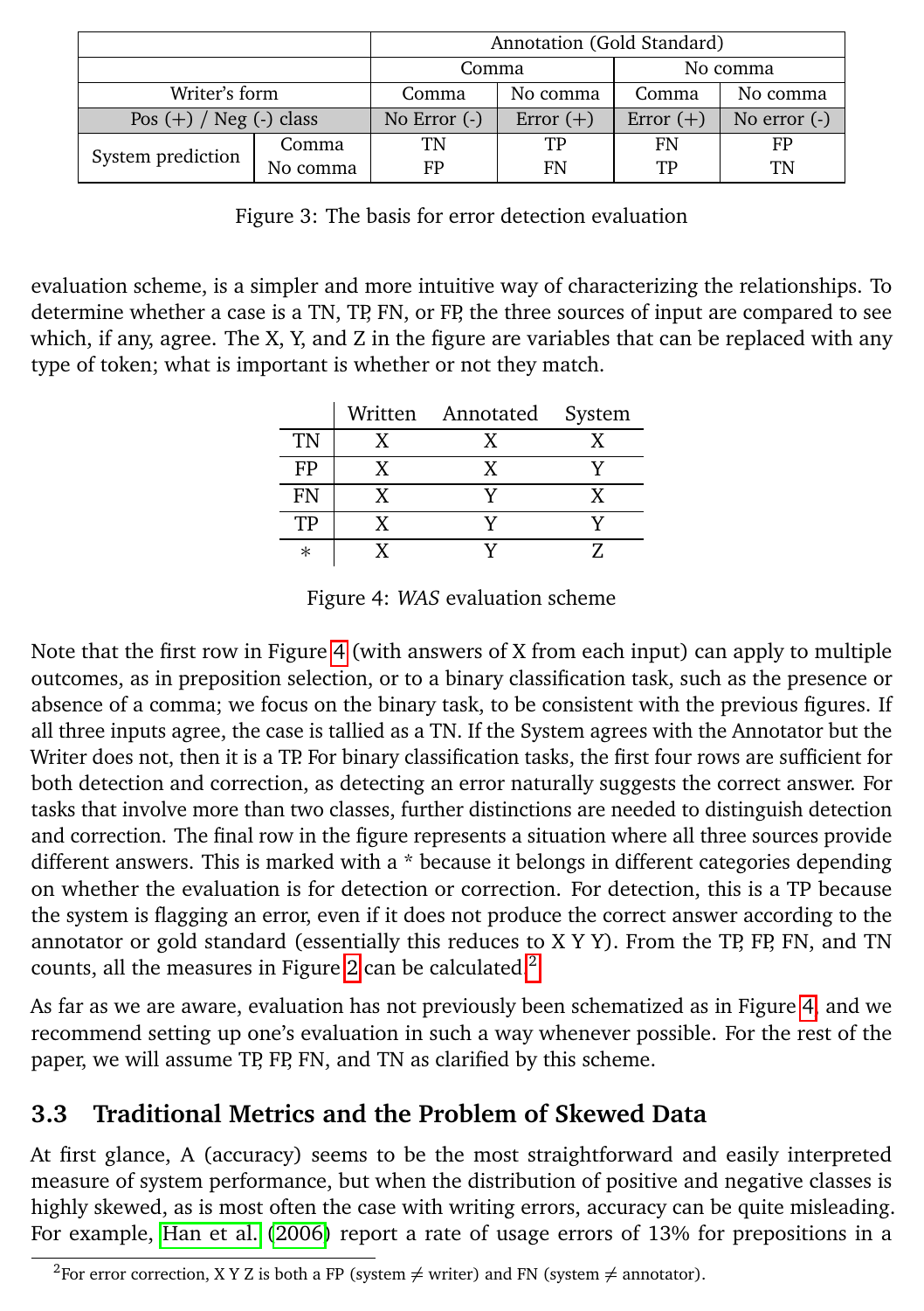| | | Annotation (Gold Standard) | | | |
|---|---|---|---|---|---|
| | | Comma | | No comma | |
| Writer's form | | Comma | No comma | Comma | No comma |
| Pos (+) / Neg (-) class | | No Error (-) | Error (+) | Error (+) | No error (-) |
| System prediction | Comma | TN | TP | FN | FP |
| | No comma | FP | FN | TP | TN |

Figure 3: The basis for error detection evaluation

evaluation scheme, is a simpler and more intuitive way of characterizing the relationships. To determine whether a case is a TN, TP, FN, or FP, the three sources of input are compared to see which, if any, agree. The X, Y, and Z in the figure are variables that can be replaced with any type of token; what is important is whether or not they match.

| | Written | Annotated | System |
|---|---|---|---|
| TN | X | X | X |
| FP | X | X | Y |
| FN | X | Y | X |
| TP | X | Y | Y |
| * | X | Y | Z |

Figure 4: *WAS* evaluation scheme

Note that the first row in Figure 4 (with answers of X from each input) can apply to multiple outcomes, as in preposition selection, or to a binary classification task, such as the presence or absence of a comma; we focus on the binary task, to be consistent with the previous figures. If all three inputs agree, the case is tallied as a TN. If the System agrees with the Annotator but the Writer does not, then it is a TP. For binary classification tasks, the first four rows are sufficient for both detection and correction, as detecting an error naturally suggests the correct answer. For tasks that involve more than two classes, further distinctions are needed to distinguish detection and correction. The final row in the figure represents a situation where all three sources provide different answers. This is marked with a * because it belongs in different categories depending on whether the evaluation is for detection or correction. For detection, this is a TP because the system is flagging an error, even if it does not produce the correct answer according to the annotator or gold standard (essentially this reduces to X Y Y). From the TP, FP, FN, and TN counts, all the measures in Figure 2 can be calculated.[2]

As far as we are aware, evaluation has not previously been schematized as in Figure 4, and we recommend setting up one's evaluation in such a way whenever possible. For the rest of the paper, we will assume TP, FP, FN, and TN as clarified by this scheme.

### 3.3 Traditional Metrics and the Problem of Skewed Data

At first glance, A (accuracy) seems to be the most straightforward and easily interpreted measure of system performance, but when the distribution of positive and negative classes is highly skewed, as is most often the case with writing errors, accuracy can be quite misleading. For example, Han et al. (2006) report a rate of usage errors of 13% for prepositions in a

[2] For error correction, X Y Z is both a FP (system $\neq$ writer) and FN (system $\neq$ annotator).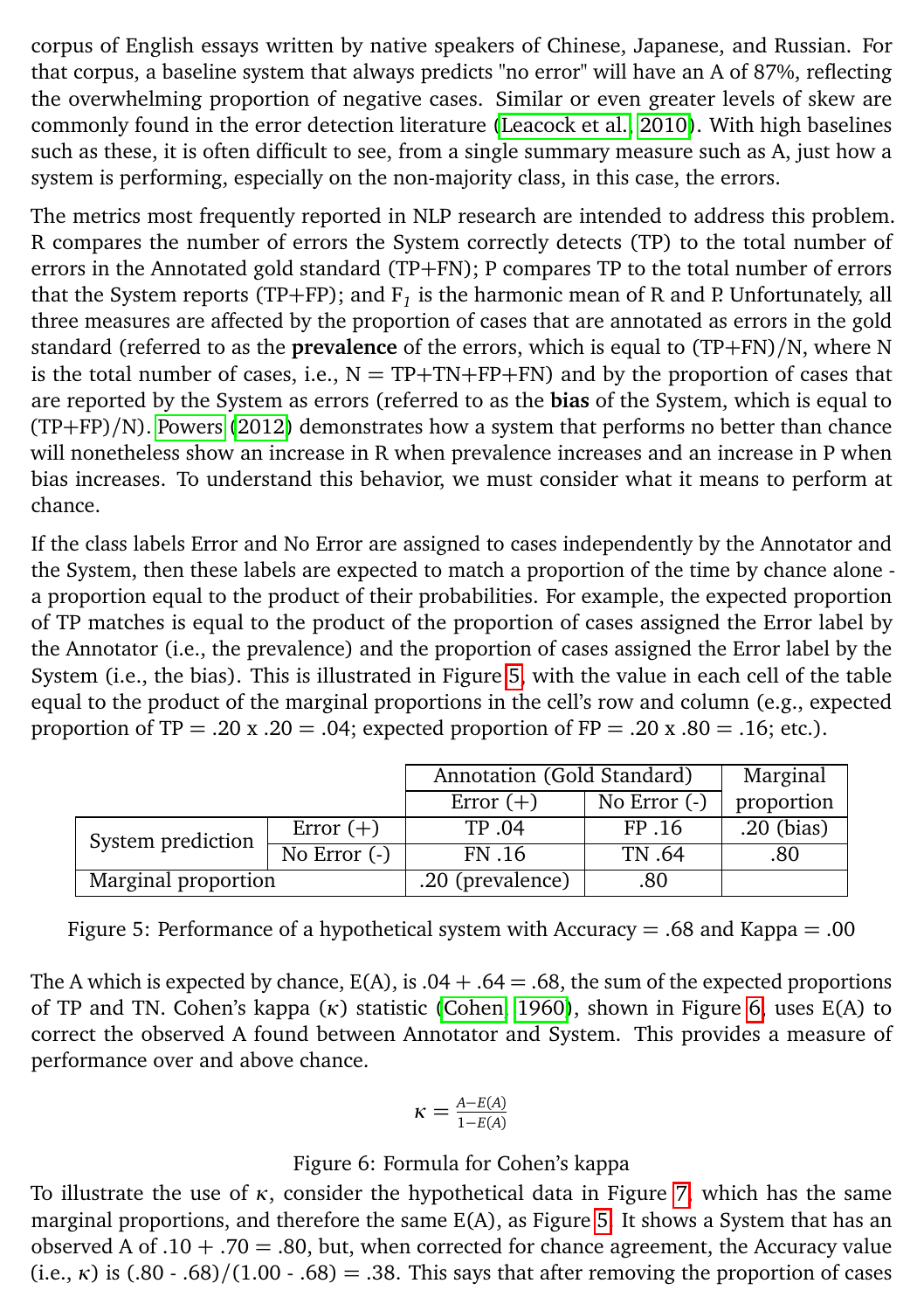corpus of English essays written by native speakers of Chinese, Japanese, and Russian. For that corpus, a baseline system that always predicts "no error" will have an A of 87%, reflecting the overwhelming proportion of negative cases. Similar or even greater levels of skew are commonly found in the error detection literature (Leacock et al., 2010). With high baselines such as these, it is often difficult to see, from a single summary measure such as A, just how a system is performing, especially on the non-majority class, in this case, the errors.

The metrics most frequently reported in NLP research are intended to address this problem. R compares the number of errors the System correctly detects (TP) to the total number of errors in the Annotated gold standard (TP+FN); P compares TP to the total number of errors that the System reports (TP+FP); and $F_1$ is the harmonic mean of R and P. Unfortunately, all three measures are affected by the proportion of cases that are annotated as errors in the gold standard (referred to as the **prevalence** of the errors, which is equal to (TP+FN)/N, where N is the total number of cases, i.e., N = TP+TN+FP+FN) and by the proportion of cases that are reported by the System as errors (referred to as the **bias** of the System, which is equal to (TP+FP)/N). Powers (2012) demonstrates how a system that performs no better than chance will nonetheless show an increase in R when prevalence increases and an increase in P when bias increases. To understand this behavior, we must consider what it means to perform at chance.

If the class labels Error and No Error are assigned to cases independently by the Annotator and the System, then these labels are expected to match a proportion of the time by chance alone - a proportion equal to the product of their probabilities. For example, the expected proportion of TP matches is equal to the product of the proportion of cases assigned the Error label by the Annotator (i.e., the prevalence) and the proportion of cases assigned the Error label by the System (i.e., the bias). This is illustrated in Figure 5, with the value in each cell of the table equal to the product of the marginal proportions in the cell's row and column (e.g., expected proportion of TP = .20 x .20 = .04; expected proportion of FP = .20 x .80 = .16; etc.).

| | | Annotation (Gold Standard) | | Marginal proportion |
|---|---|---|---|---|
| | | Error (+) | No Error (-) | |
| System prediction | Error (+) | TP .04 | FP .16 | .20 (bias) |
| | No Error (-) | FN .16 | TN .64 | .80 |
| Marginal proportion | | .20 (prevalence) | .80 | |

Figure 5: Performance of a hypothetical system with Accuracy = .68 and Kappa = .00

The A which is expected by chance, E(A), is .04 + .64 = .68, the sum of the expected proportions of TP and TN. Cohen's kappa ($\kappa$) statistic (Cohen, 1960), shown in Figure 6, uses E(A) to correct the observed A found between Annotator and System. This provides a measure of performance over and above chance.

$$\kappa = \frac{A - E(A)}{1 - E(A)}$$

Figure 6: Formula for Cohen's kappa

To illustrate the use of $\kappa$, consider the hypothetical data in Figure 7, which has the same marginal proportions, and therefore the same E(A), as Figure 5. It shows a System that has an observed A of .10 + .70 = .80, but, when corrected for chance agreement, the Accuracy value (i.e., $\kappa$) is (.80 - .68)/(1.00 - .68) = .38. This says that after removing the proportion of cases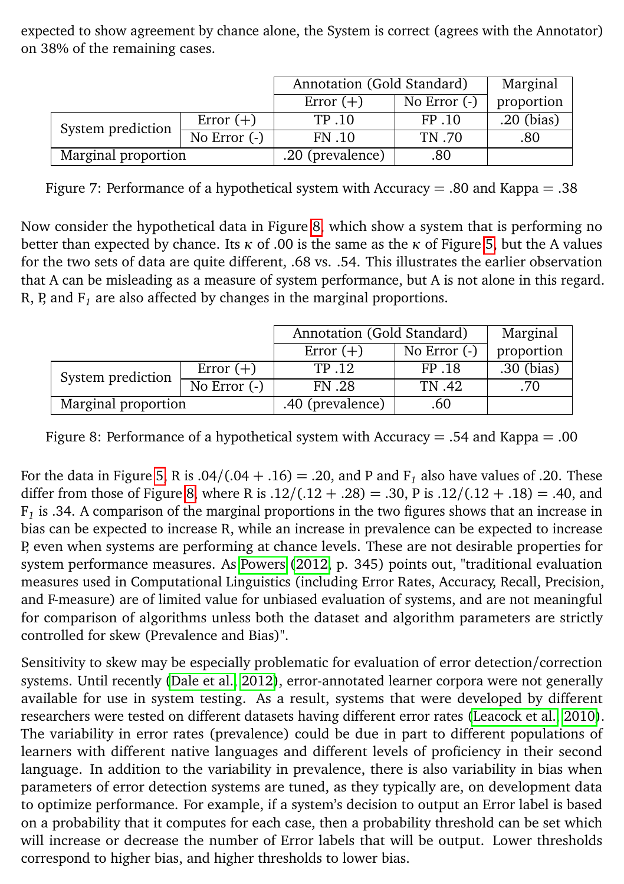expected to show agreement by chance alone, the System is correct (agrees with the Annotator) on 38% of the remaining cases.

| | | Annotation (Gold Standard) | | Marginal proportion |
|---|---|---|---|---|
| | | Error (+) | No Error (-) | |
| System prediction | Error (+) | TP .10 | FP .10 | .20 (bias) |
| | No Error (-) | FN .10 | TN .70 | .80 |
| Marginal proportion | | .20 (prevalence) | .80 | |

Figure 7: Performance of a hypothetical system with Accuracy = .80 and Kappa = .38

Now consider the hypothetical data in Figure 8, which show a system that is performing no better than expected by chance. Its $\kappa$ of .00 is the same as the $\kappa$ of Figure 5, but the A values for the two sets of data are quite different, .68 vs. .54. This illustrates the earlier observation that A can be misleading as a measure of system performance, but A is not alone in this regard. R, P, and $F_1$ are also affected by changes in the marginal proportions.

| | | Annotation (Gold Standard) | | Marginal proportion |
|---|---|---|---|---|
| | | Error (+) | No Error (-) | |
| System prediction | Error (+) | TP .12 | FP .18 | .30 (bias) |
| | No Error (-) | FN .28 | TN .42 | .70 |
| Marginal proportion | | .40 (prevalence) | .60 | |

Figure 8: Performance of a hypothetical system with Accuracy = .54 and Kappa = .00

For the data in Figure 5, R is .04/(.04 + .16) = .20, and P and $F_1$ also have values of .20. These differ from those of Figure 8, where R is .12/(.12 + .28) = .30, P is .12/(.12 + .18) = .40, and $F_1$ is .34. A comparison of the marginal proportions in the two figures shows that an increase in bias can be expected to increase R, while an increase in prevalence can be expected to increase P, even when systems are performing at chance levels. These are not desirable properties for system performance measures. As Powers (2012, p. 345) points out, "traditional evaluation measures used in Computational Linguistics (including Error Rates, Accuracy, Recall, Precision, and F-measure) are of limited value for unbiased evaluation of systems, and are not meaningful for comparison of algorithms unless both the dataset and algorithm parameters are strictly controlled for skew (Prevalence and Bias)".

Sensitivity to skew may be especially problematic for evaluation of error detection/correction systems. Until recently (Dale et al., 2012), error-annotated learner corpora were not generally available for use in system testing. As a result, systems that were developed by different researchers were tested on different datasets having different error rates (Leacock et al., 2010). The variability in error rates (prevalence) could be due in part to different populations of learners with different native languages and different levels of proficiency in their second language. In addition to the variability in prevalence, there is also variability in bias when parameters of error detection systems are tuned, as they typically are, on development data to optimize performance. For example, if a system's decision to output an Error label is based on a probability that it computes for each case, then a probability threshold can be set which will increase or decrease the number of Error labels that will be output. Lower thresholds correspond to higher bias, and higher thresholds to lower bias.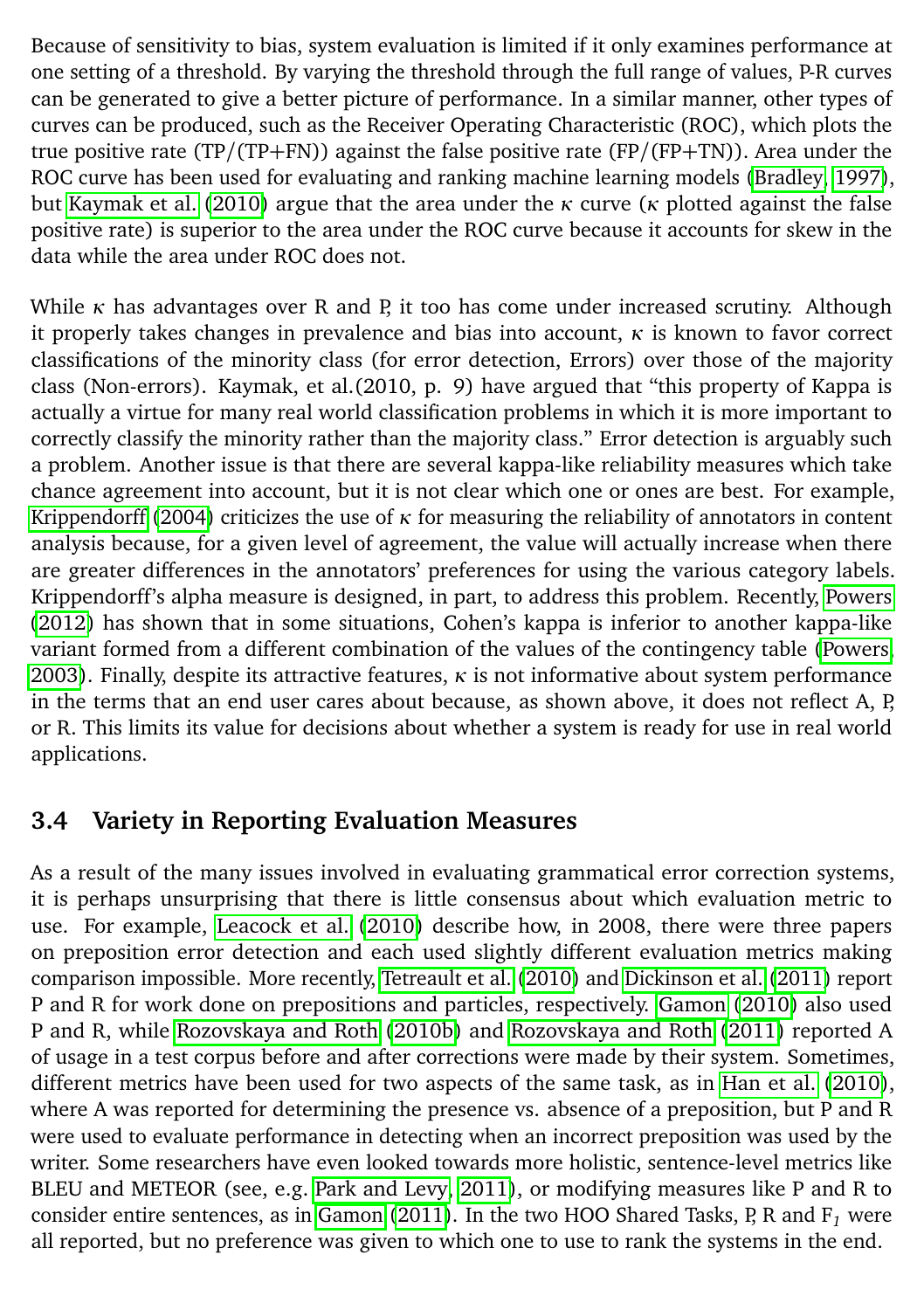Because of sensitivity to bias, system evaluation is limited if it only examines performance at one setting of a threshold. By varying the threshold through the full range of values, P-R curves can be generated to give a better picture of performance. In a similar manner, other types of curves can be produced, such as the Receiver Operating Characteristic (ROC), which plots the true positive rate (TP/(TP+FN)) against the false positive rate (FP/(FP+TN)). Area under the ROC curve has been used for evaluating and ranking machine learning models (Bradley, 1997), but Kaymak et al. (2010) argue that the area under the $\kappa$ curve ($\kappa$ plotted against the false positive rate) is superior to the area under the ROC curve because it accounts for skew in the data while the area under ROC does not.

While $\kappa$ has advantages over R and P, it too has come under increased scrutiny. Although it properly takes changes in prevalence and bias into account, $\kappa$ is known to favor correct classifications of the minority class (for error detection, Errors) over those of the majority class (Non-errors). Kaymak, et al.(2010, p. 9) have argued that "this property of Kappa is actually a virtue for many real world classification problems in which it is more important to correctly classify the minority rather than the majority class." Error detection is arguably such a problem. Another issue is that there are several kappa-like reliability measures which take chance agreement into account, but it is not clear which one or ones are best. For example, Krippendorff (2004) criticizes the use of $\kappa$ for measuring the reliability of annotators in content analysis because, for a given level of agreement, the value will actually increase when there are greater differences in the annotators' preferences for using the various category labels. Krippendorff's alpha measure is designed, in part, to address this problem. Recently, Powers (2012) has shown that in some situations, Cohen's kappa is inferior to another kappa-like variant formed from a different combination of the values of the contingency table (Powers, 2003). Finally, despite its attractive features, $\kappa$ is not informative about system performance in the terms that an end user cares about because, as shown above, it does not reflect A, P, or R. This limits its value for decisions about whether a system is ready for use in real world applications.

## 3.4 Variety in Reporting Evaluation Measures

As a result of the many issues involved in evaluating grammatical error correction systems, it is perhaps unsurprising that there is little consensus about which evaluation metric to use. For example, Leacock et al. (2010) describe how, in 2008, there were three papers on preposition error detection and each used slightly different evaluation metrics making comparison impossible. More recently, Tetreault et al. (2010) and Dickinson et al. (2011) report P and R for work done on prepositions and particles, respectively. Gamon (2010) also used P and R, while Rozovskaya and Roth (2010b) and Rozovskaya and Roth (2011) reported A of usage in a test corpus before and after corrections were made by their system. Sometimes, different metrics have been used for two aspects of the same task, as in Han et al. (2010), where A was reported for determining the presence vs. absence of a preposition, but P and R were used to evaluate performance in detecting when an incorrect preposition was used by the writer. Some researchers have even looked towards more holistic, sentence-level metrics like BLEU and METEOR (see, e.g. Park and Levy, 2011), or modifying measures like P and R to consider entire sentences, as in Gamon (2011). In the two HOO Shared Tasks, P, R and $F_1$ were all reported, but no preference was given to which one to use to rank the systems in the end.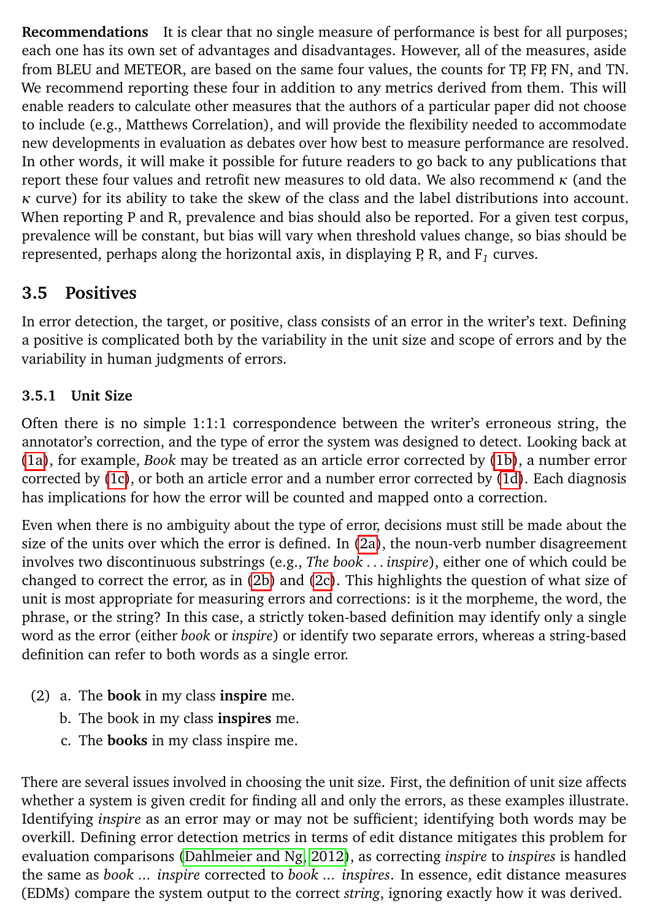**Recommendations** It is clear that no single measure of performance is best for all purposes; each one has its own set of advantages and disadvantages. However, all of the measures, aside from BLEU and METEOR, are based on the same four values, the counts for TP, FP, FN, and TN. We recommend reporting these four in addition to any metrics derived from them. This will enable readers to calculate other measures that the authors of a particular paper did not choose to include (e.g., Matthews Correlation), and will provide the flexibility needed to accommodate new developments in evaluation as debates over how best to measure performance are resolved. In other words, it will make it possible for future readers to go back to any publications that report these four values and retrofit new measures to old data. We also recommend $\kappa$ (and the $\kappa$ curve) for its ability to take the skew of the class and the label distributions into account. When reporting P and R, prevalence and bias should also be reported. For a given test corpus, prevalence will be constant, but bias will vary when threshold values change, so bias should be represented, perhaps along the horizontal axis, in displaying P, R, and $F_1$ curves.

## 3.5 Positives

In error detection, the target, or positive, class consists of an error in the writer's text. Defining a positive is complicated both by the variability in the unit size and scope of errors and by the variability in human judgments of errors.

### 3.5.1 Unit Size

Often there is no simple 1:1:1 correspondence between the writer's erroneous string, the annotator's correction, and the type of error the system was designed to detect. Looking back at (1a), for example, *Book* may be treated as an article error corrected by (1b), a number error corrected by (1c), or both an article error and a number error corrected by (1d). Each diagnosis has implications for how the error will be counted and mapped onto a correction.

Even when there is no ambiguity about the type of error, decisions must still be made about the size of the units over which the error is defined. In (2a), the noun-verb number disagreement involves two discontinuous substrings (e.g., *The book ... inspire*), either one of which could be changed to correct the error, as in (2b) and (2c). This highlights the question of what size of unit is most appropriate for measuring errors and corrections: is it the morpheme, the word, the phrase, or the string? In this case, a strictly token-based definition may identify only a single word as the error (either *book* or *inspire*) or identify two separate errors, whereas a string-based definition can refer to both words as a single error.

(2) a. The **book** in my class **inspire** me.
  b. The book in my class **inspires** me.
  c. The **books** in my class inspire me.

There are several issues involved in choosing the unit size. First, the definition of unit size affects whether a system is given credit for finding all and only the errors, as these examples illustrate. Identifying *inspire* as an error may or may not be sufficient; identifying both words may be overkill. Defining error detection metrics in terms of edit distance mitigates this problem for evaluation comparisons (Dahlmeier and Ng, 2012), as correcting *inspire* to *inspires* is handled the same as *book ... inspire* corrected to *book ... inspires*. In essence, edit distance measures (EDMs) compare the system output to the correct *string*, ignoring exactly how it was derived.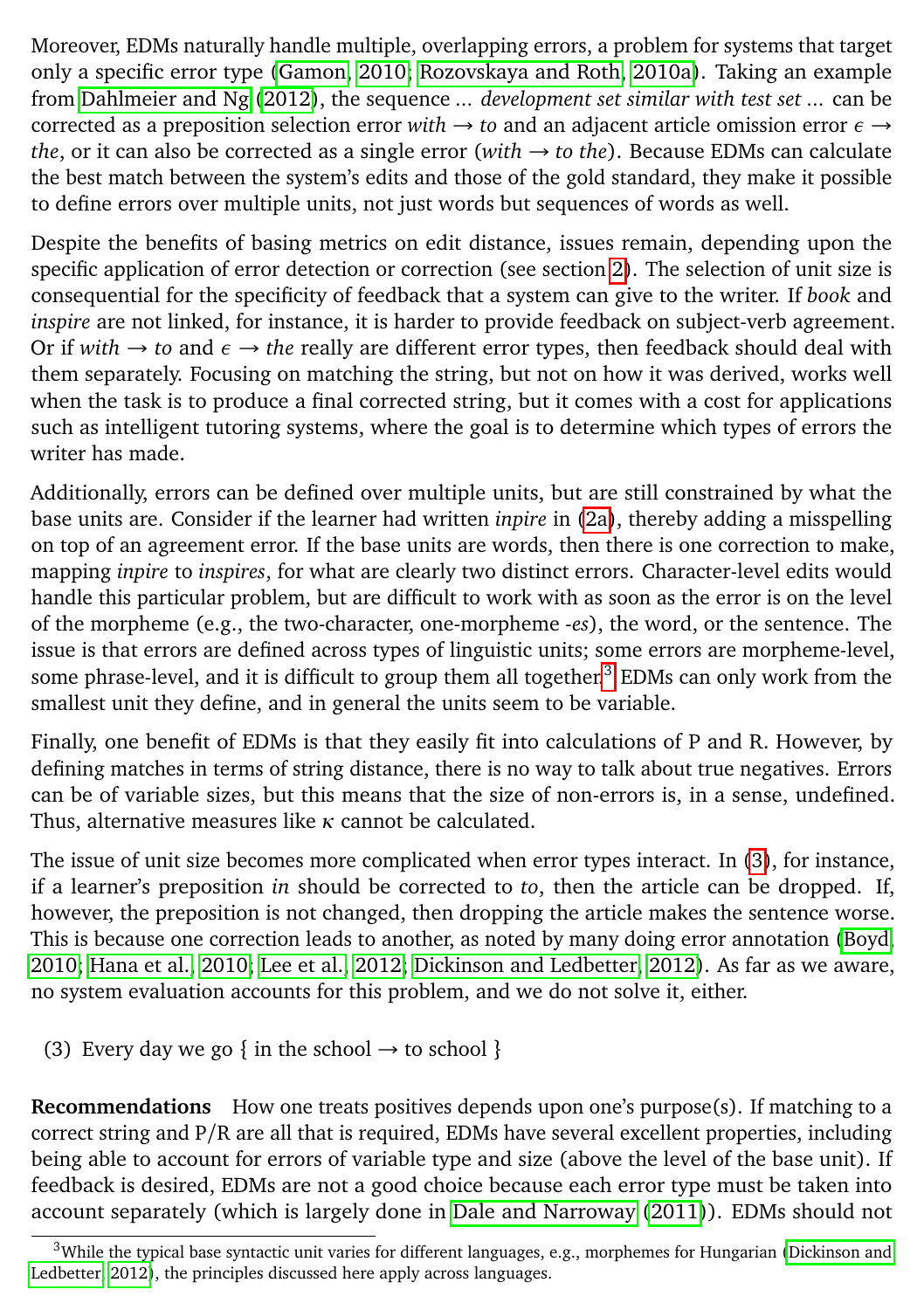Moreover, EDMs naturally handle multiple, overlapping errors, a problem for systems that target only a specific error type (Gamon, 2010; Rozovskaya and Roth, 2010a). Taking an example from Dahlmeier and Ng (2012), the sequence ... *development set similar with test set* ... can be corrected as a preposition selection error *with* → *to* and an adjacent article omission error $\epsilon \rightarrow$ *the*, or it can also be corrected as a single error (*with* → *to the*). Because EDMs can calculate the best match between the system's edits and those of the gold standard, they make it possible to define errors over multiple units, not just words but sequences of words as well.

Despite the benefits of basing metrics on edit distance, issues remain, depending upon the specific application of error detection or correction (see section 2). The selection of unit size is consequential for the specificity of feedback that a system can give to the writer. If *book* and *inspire* are not linked, for instance, it is harder to provide feedback on subject-verb agreement. Or if *with* → *to* and $\epsilon \rightarrow$ *the* really are different error types, then feedback should deal with them separately. Focusing on matching the string, but not on how it was derived, works well when the task is to produce a final corrected string, but it comes with a cost for applications such as intelligent tutoring systems, where the goal is to determine which types of errors the writer has made.

Additionally, errors can be defined over multiple units, but are still constrained by what the base units are. Consider if the learner had written *inpire* in (2a), thereby adding a misspelling on top of an agreement error. If the base units are words, then there is one correction to make, mapping *inpire* to *inspires*, for what are clearly two distinct errors. Character-level edits would handle this particular problem, but are difficult to work with as soon as the error is on the level of the morpheme (e.g., the two-character, one-morpheme *-es*), the word, or the sentence. The issue is that errors are defined across types of linguistic units; some errors are morpheme-level, some phrase-level, and it is difficult to group them all together.[3] EDMs can only work from the smallest unit they define, and in general the units seem to be variable.

Finally, one benefit of EDMs is that they easily fit into calculations of P and R. However, by defining matches in terms of string distance, there is no way to talk about true negatives. Errors can be of variable sizes, but this means that the size of non-errors is, in a sense, undefined. Thus, alternative measures like $\kappa$ cannot be calculated.

The issue of unit size becomes more complicated when error types interact. In (3), for instance, if a learner's preposition *in* should be corrected to *to*, then the article can be dropped. If, however, the preposition is not changed, then dropping the article makes the sentence worse. This is because one correction leads to another, as noted by many doing error annotation (Boyd, 2010; Hana et al., 2010; Lee et al., 2012; Dickinson and Ledbetter, 2012). As far as we aware, no system evaluation accounts for this problem, and we do not solve it, either.

(3) Every day we go { in the school → to school }

**Recommendations** How one treats positives depends upon one's purpose(s). If matching to a correct string and P/R are all that is required, EDMs have several excellent properties, including being able to account for errors of variable type and size (above the level of the base unit). If feedback is desired, EDMs are not a good choice because each error type must be taken into account separately (which is largely done in Dale and Narroway (2011)). EDMs should not

[3] While the typical base syntactic unit varies for different languages, e.g., morphemes for Hungarian (Dickinson and Ledbetter, 2012), the principles discussed here apply across languages.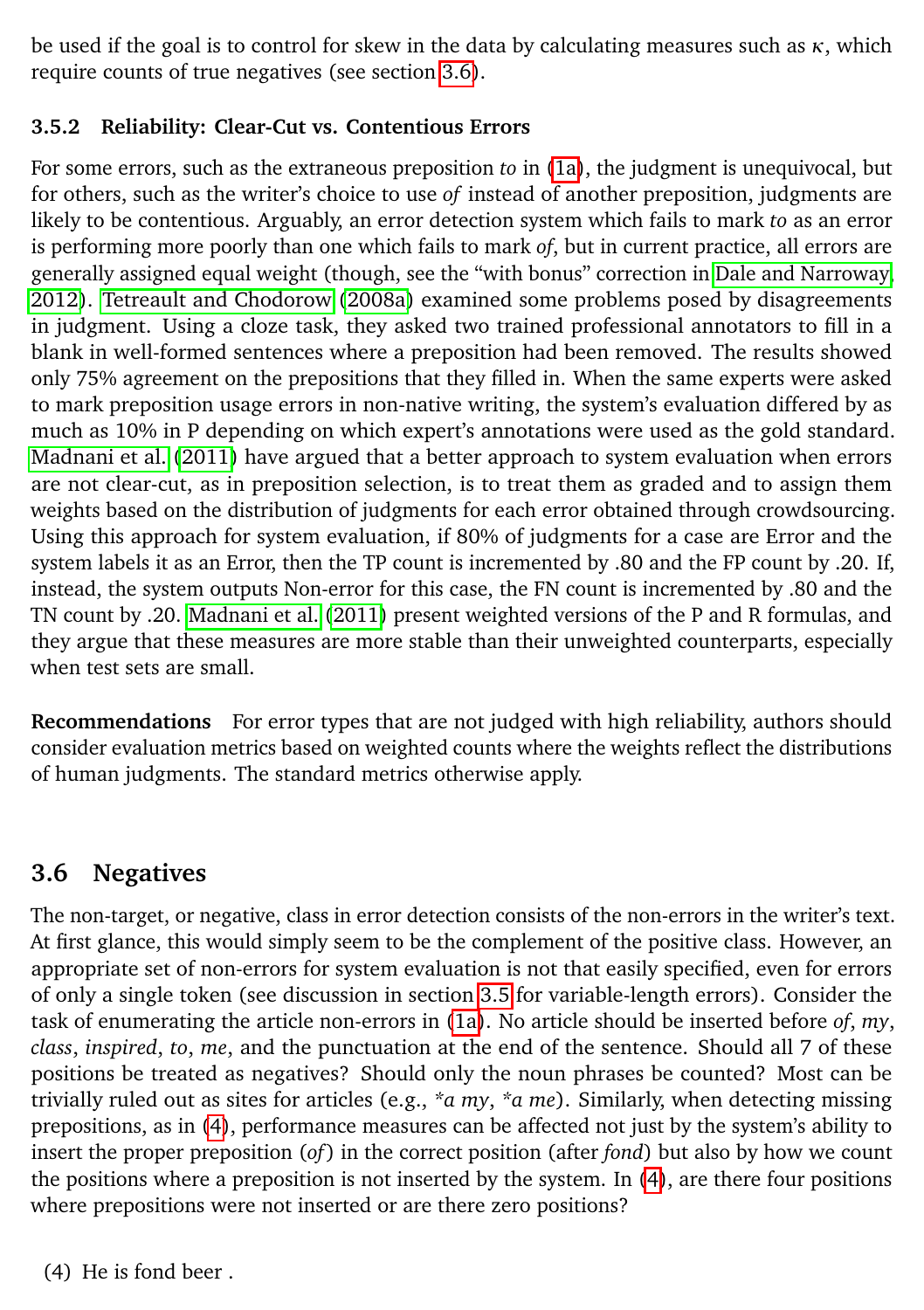be used if the goal is to control for skew in the data by calculating measures such as $\kappa$, which require counts of true negatives (see section 3.6).

### 3.5.2 Reliability: Clear-Cut vs. Contentious Errors

For some errors, such as the extraneous preposition *to* in (1a), the judgment is unequivocal, but for others, such as the writer's choice to use *of* instead of another preposition, judgments are likely to be contentious. Arguably, an error detection system which fails to mark *to* as an error is performing more poorly than one which fails to mark *of*, but in current practice, all errors are generally assigned equal weight (though, see the "with bonus" correction in Dale and Narroway, 2012). Tetreault and Chodorow (2008a) examined some problems posed by disagreements in judgment. Using a cloze task, they asked two trained professional annotators to fill in a blank in well-formed sentences where a preposition had been removed. The results showed only 75% agreement on the prepositions that they filled in. When the same experts were asked to mark preposition usage errors in non-native writing, the system's evaluation differed by as much as 10% in P depending on which expert's annotations were used as the gold standard. Madnani et al. (2011) have argued that a better approach to system evaluation when errors are not clear-cut, as in preposition selection, is to treat them as graded and to assign them weights based on the distribution of judgments for each error obtained through crowdsourcing. Using this approach for system evaluation, if 80% of judgments for a case are Error and the system labels it as an Error, then the TP count is incremented by .80 and the FP count by .20. If, instead, the system outputs Non-error for this case, the FN count is incremented by .80 and the TN count by .20. Madnani et al. (2011) present weighted versions of the P and R formulas, and they argue that these measures are more stable than their unweighted counterparts, especially when test sets are small.

**Recommendations** For error types that are not judged with high reliability, authors should consider evaluation metrics based on weighted counts where the weights reflect the distributions of human judgments. The standard metrics otherwise apply.

## 3.6 Negatives

The non-target, or negative, class in error detection consists of the non-errors in the writer's text. At first glance, this would simply seem to be the complement of the positive class. However, an appropriate set of non-errors for system evaluation is not that easily specified, even for errors of only a single token (see discussion in section 3.5 for variable-length errors). Consider the task of enumerating the article non-errors in (1a). No article should be inserted before *of*, *my*, *class*, *inspired*, *to*, *me*, and the punctuation at the end of the sentence. Should all 7 of these positions be treated as negatives? Should only the noun phrases be counted? Most can be trivially ruled out as sites for articles (e.g., *\*a my*, *\*a me*). Similarly, when detecting missing prepositions, as in (4), performance measures can be affected not just by the system's ability to insert the proper preposition (*of*) in the correct position (after *fond*) but also by how we count the positions where a preposition is not inserted by the system. In (4), are there four positions where prepositions were not inserted or are there zero positions?

(4) He is fond beer .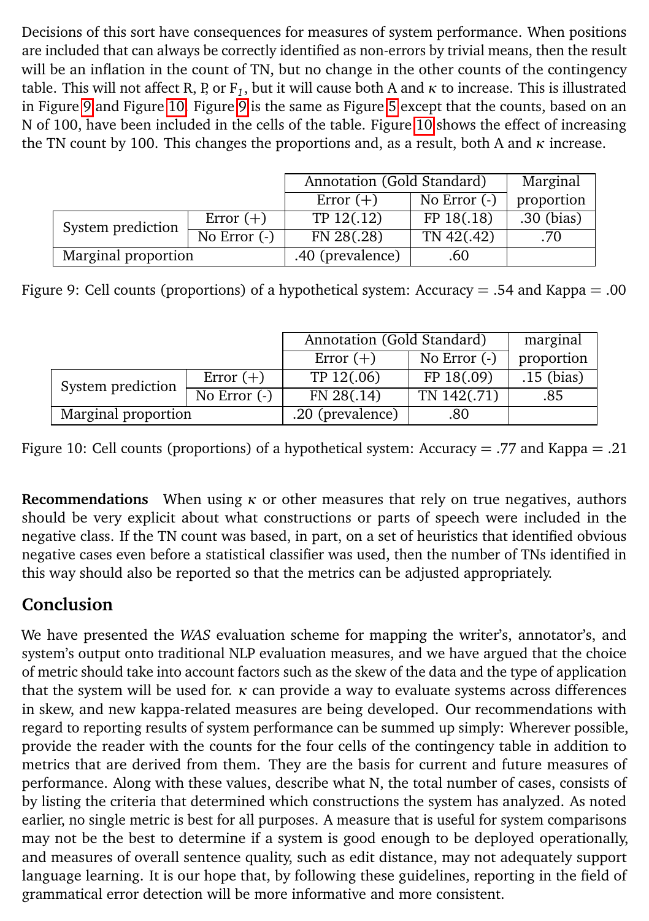Decisions of this sort have consequences for measures of system performance. When positions are included that can always be correctly identified as non-errors by trivial means, then the result will be an inflation in the count of TN, but no change in the other counts of the contingency table. This will not affect R, P, or $F_1$, but it will cause both A and $\kappa$ to increase. This is illustrated in Figure 9 and Figure 10. Figure 9 is the same as Figure 5 except that the counts, based on an N of 100, have been included in the cells of the table. Figure 10 shows the effect of increasing the TN count by 100. This changes the proportions and, as a result, both A and $\kappa$ increase.

| | | Annotation (Gold Standard) | | Marginal proportion |
|---|---|---|---|---|
| | | Error (+) | No Error (-) | |
| System prediction | Error (+) | TP 12(.12) | FP 18(.18) | .30 (bias) |
| | No Error (-) | FN 28(.28) | TN 42(.42) | .70 |
| Marginal proportion | | .40 (prevalence) | .60 | |

Figure 9: Cell counts (proportions) of a hypothetical system: Accuracy = .54 and Kappa = .00

| | | Annotation (Gold Standard) | | marginal proportion |
|---|---|---|---|---|
| | | Error (+) | No Error (-) | |
| System prediction | Error (+) | TP 12(.06) | FP 18(.09) | .15 (bias) |
| | No Error (-) | FN 28(.14) | TN 142(.71) | .85 |
| Marginal proportion | | .20 (prevalence) | .80 | |

Figure 10: Cell counts (proportions) of a hypothetical system: Accuracy = .77 and Kappa = .21

**Recommendations** When using $\kappa$ or other measures that rely on true negatives, authors should be very explicit about what constructions or parts of speech were included in the negative class. If the TN count was based, in part, on a set of heuristics that identified obvious negative cases even before a statistical classifier was used, then the number of TNs identified in this way should also be reported so that the metrics can be adjusted appropriately.

## Conclusion

We have presented the *WAS* evaluation scheme for mapping the writer's, annotator's, and system's output onto traditional NLP evaluation measures, and we have argued that the choice of metric should take into account factors such as the skew of the data and the type of application that the system will be used for. $\kappa$ can provide a way to evaluate systems across differences in skew, and new kappa-related measures are being developed. Our recommendations with regard to reporting results of system performance can be summed up simply: Wherever possible, provide the reader with the counts for the four cells of the contingency table in addition to metrics that are derived from them. They are the basis for current and future measures of performance. Along with these values, describe what N, the total number of cases, consists of by listing the criteria that determined which constructions the system has analyzed. As noted earlier, no single metric is best for all purposes. A measure that is useful for system comparisons may not be the best to determine if a system is good enough to be deployed operationally, and measures of overall sentence quality, such as edit distance, may not adequately support language learning. It is our hope that, by following these guidelines, reporting in the field of grammatical error detection will be more informative and more consistent.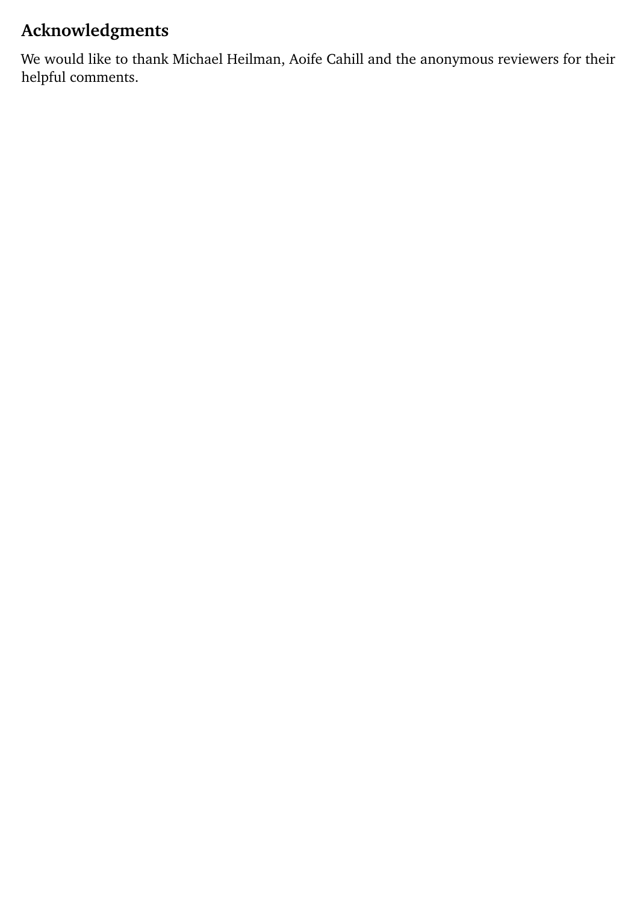## Acknowledgments

We would like to thank Michael Heilman, Aoife Cahill and the anonymous reviewers for their helpful comments.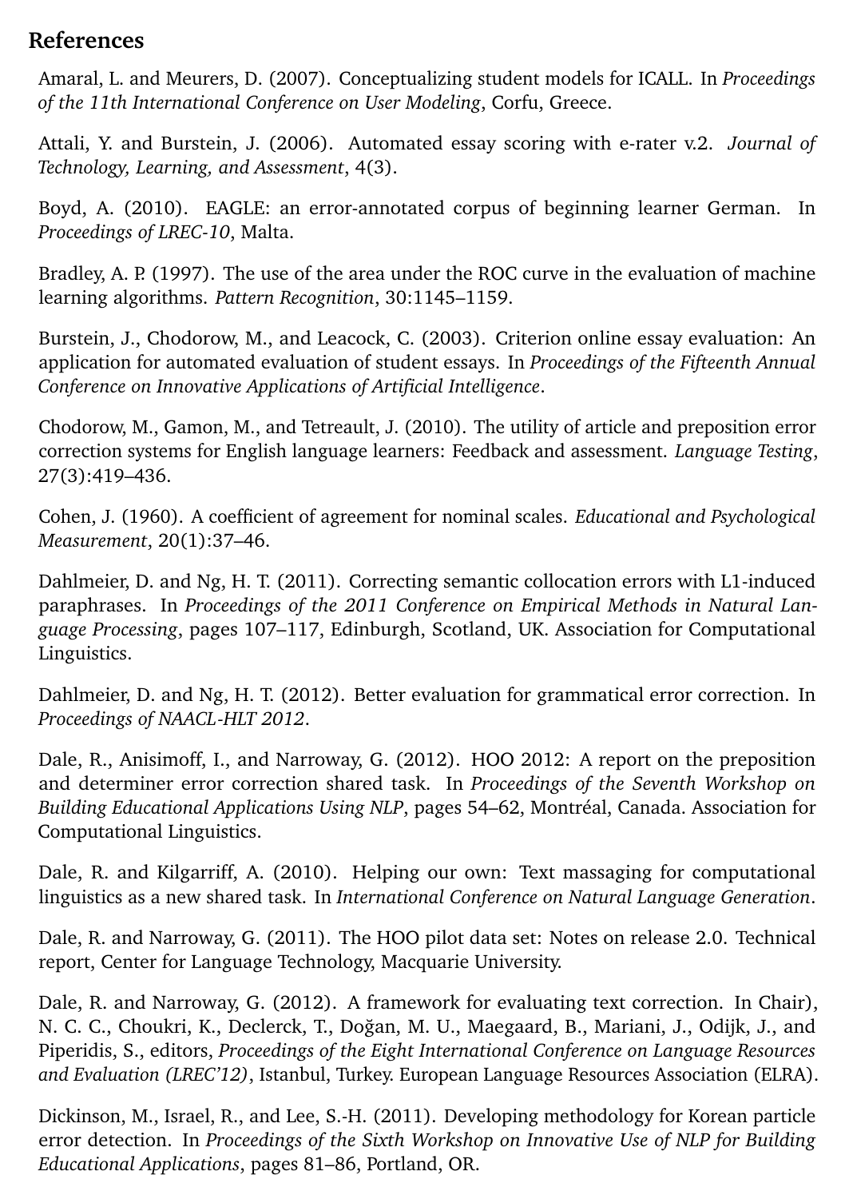## References

Amaral, L. and Meurers, D. (2007). Conceptualizing student models for ICALL. In *Proceedings of the 11th International Conference on User Modeling*, Corfu, Greece.

Attali, Y. and Burstein, J. (2006). Automated essay scoring with e-rater v.2. *Journal of Technology, Learning, and Assessment*, 4(3).

Boyd, A. (2010). EAGLE: an error-annotated corpus of beginning learner German. In *Proceedings of LREC-10*, Malta.

Bradley, A. P. (1997). The use of the area under the ROC curve in the evaluation of machine learning algorithms. *Pattern Recognition*, 30:1145–1159.

Burstein, J., Chodorow, M., and Leacock, C. (2003). Criterion online essay evaluation: An application for automated evaluation of student essays. In *Proceedings of the Fifteenth Annual Conference on Innovative Applications of Artificial Intelligence*.

Chodorow, M., Gamon, M., and Tetreault, J. (2010). The utility of article and preposition error correction systems for English language learners: Feedback and assessment. *Language Testing*, 27(3):419–436.

Cohen, J. (1960). A coefficient of agreement for nominal scales. *Educational and Psychological Measurement*, 20(1):37–46.

Dahlmeier, D. and Ng, H. T. (2011). Correcting semantic collocation errors with L1-induced paraphrases. In *Proceedings of the 2011 Conference on Empirical Methods in Natural Language Processing*, pages 107–117, Edinburgh, Scotland, UK. Association for Computational Linguistics.

Dahlmeier, D. and Ng, H. T. (2012). Better evaluation for grammatical error correction. In *Proceedings of NAACL-HLT 2012*.

Dale, R., Anisimoff, I., and Narroway, G. (2012). HOO 2012: A report on the preposition and determiner error correction shared task. In *Proceedings of the Seventh Workshop on Building Educational Applications Using NLP*, pages 54–62, Montréal, Canada. Association for Computational Linguistics.

Dale, R. and Kilgarriff, A. (2010). Helping our own: Text massaging for computational linguistics as a new shared task. In *International Conference on Natural Language Generation*.

Dale, R. and Narroway, G. (2011). The HOO pilot data set: Notes on release 2.0. Technical report, Center for Language Technology, Macquarie University.

Dale, R. and Narroway, G. (2012). A framework for evaluating text correction. In Chair), N. C. C., Choukri, K., Declerck, T., Doğan, M. U., Maegaard, B., Mariani, J., Odijk, J., and Piperidis, S., editors, *Proceedings of the Eight International Conference on Language Resources and Evaluation (LREC'12)*, Istanbul, Turkey. European Language Resources Association (ELRA).

Dickinson, M., Israel, R., and Lee, S.-H. (2011). Developing methodology for Korean particle error detection. In *Proceedings of the Sixth Workshop on Innovative Use of NLP for Building Educational Applications*, pages 81–86, Portland, OR.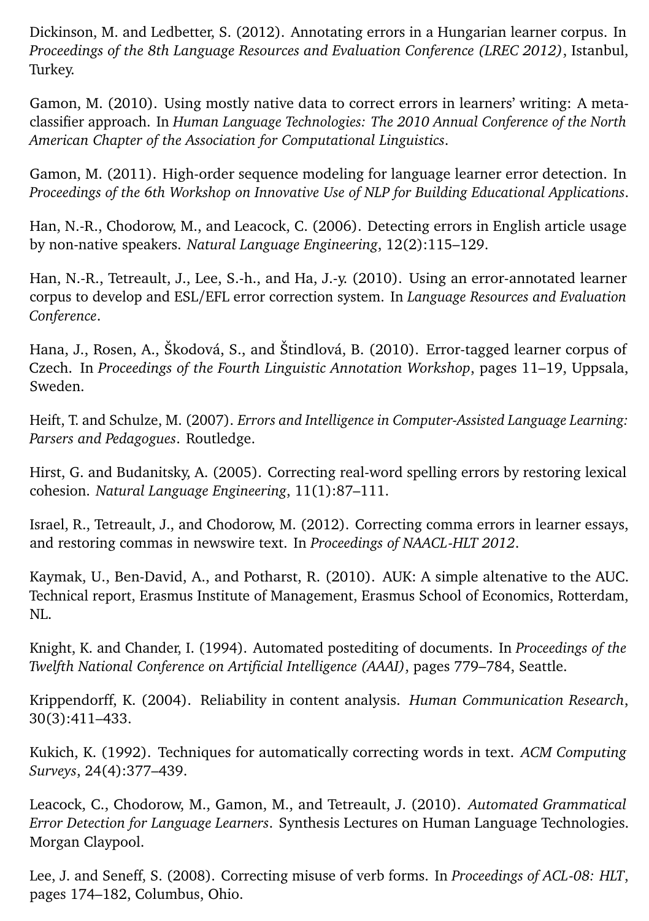Dickinson, M. and Ledbetter, S. (2012). Annotating errors in a Hungarian learner corpus. In *Proceedings of the 8th Language Resources and Evaluation Conference (LREC 2012)*, Istanbul, Turkey.

Gamon, M. (2010). Using mostly native data to correct errors in learners' writing: A meta-classifier approach. In *Human Language Technologies: The 2010 Annual Conference of the North American Chapter of the Association for Computational Linguistics*.

Gamon, M. (2011). High-order sequence modeling for language learner error detection. In *Proceedings of the 6th Workshop on Innovative Use of NLP for Building Educational Applications*.

Han, N.-R., Chodorow, M., and Leacock, C. (2006). Detecting errors in English article usage by non-native speakers. *Natural Language Engineering*, 12(2):115–129.

Han, N.-R., Tetreault, J., Lee, S.-h., and Ha, J.-y. (2010). Using an error-annotated learner corpus to develop and ESL/EFL error correction system. In *Language Resources and Evaluation Conference*.

Hana, J., Rosen, A., Škodová, S., and Štindlová, B. (2010). Error-tagged learner corpus of Czech. In *Proceedings of the Fourth Linguistic Annotation Workshop*, pages 11–19, Uppsala, Sweden.

Heift, T. and Schulze, M. (2007). *Errors and Intelligence in Computer-Assisted Language Learning: Parsers and Pedagogues*. Routledge.

Hirst, G. and Budanitsky, A. (2005). Correcting real-word spelling errors by restoring lexical cohesion. *Natural Language Engineering*, 11(1):87–111.

Israel, R., Tetreault, J., and Chodorow, M. (2012). Correcting comma errors in learner essays, and restoring commas in newswire text. In *Proceedings of NAACL-HLT 2012*.

Kaymak, U., Ben-David, A., and Potharst, R. (2010). AUK: A simple altenative to the AUC. Technical report, Erasmus Institute of Management, Erasmus School of Economics, Rotterdam, NL.

Knight, K. and Chander, I. (1994). Automated postediting of documents. In *Proceedings of the Twelfth National Conference on Artificial Intelligence (AAAI)*, pages 779–784, Seattle.

Krippendorff, K. (2004). Reliability in content analysis. *Human Communication Research*, 30(3):411–433.

Kukich, K. (1992). Techniques for automatically correcting words in text. *ACM Computing Surveys*, 24(4):377–439.

Leacock, C., Chodorow, M., Gamon, M., and Tetreault, J. (2010). *Automated Grammatical Error Detection for Language Learners*. Synthesis Lectures on Human Language Technologies. Morgan Claypool.

Lee, J. and Seneff, S. (2008). Correcting misuse of verb forms. In *Proceedings of ACL-08: HLT*, pages 174–182, Columbus, Ohio.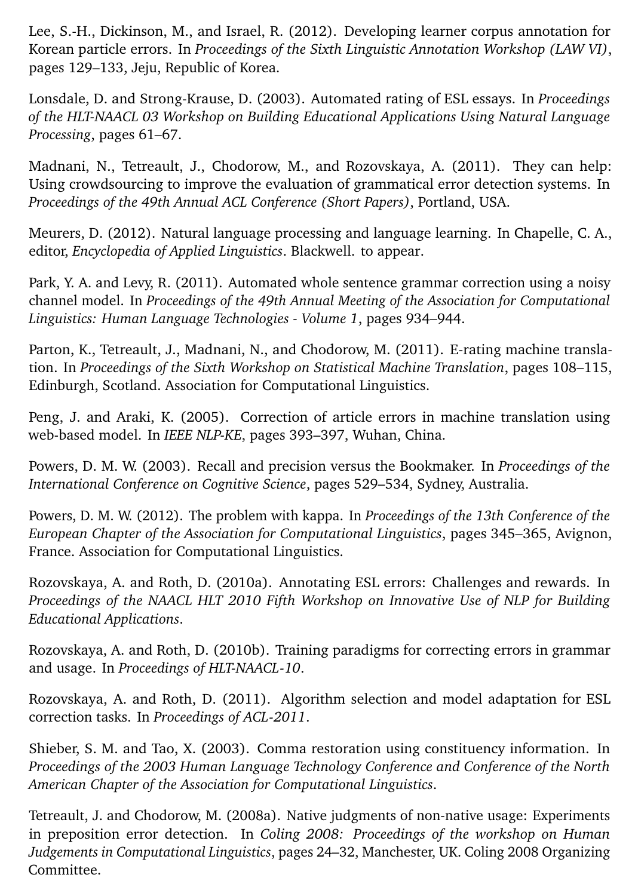Lee, S.-H., Dickinson, M., and Israel, R. (2012). Developing learner corpus annotation for Korean particle errors. In *Proceedings of the Sixth Linguistic Annotation Workshop (LAW VI)*, pages 129–133, Jeju, Republic of Korea.

Lonsdale, D. and Strong-Krause, D. (2003). Automated rating of ESL essays. In *Proceedings of the HLT-NAACL 03 Workshop on Building Educational Applications Using Natural Language Processing*, pages 61–67.

Madnani, N., Tetreault, J., Chodorow, M., and Rozovskaya, A. (2011). They can help: Using crowdsourcing to improve the evaluation of grammatical error detection systems. In *Proceedings of the 49th Annual ACL Conference (Short Papers)*, Portland, USA.

Meurers, D. (2012). Natural language processing and language learning. In Chapelle, C. A., editor, *Encyclopedia of Applied Linguistics*. Blackwell. to appear.

Park, Y. A. and Levy, R. (2011). Automated whole sentence grammar correction using a noisy channel model. In *Proceedings of the 49th Annual Meeting of the Association for Computational Linguistics: Human Language Technologies - Volume 1*, pages 934–944.

Parton, K., Tetreault, J., Madnani, N., and Chodorow, M. (2011). E-rating machine translation. In *Proceedings of the Sixth Workshop on Statistical Machine Translation*, pages 108–115, Edinburgh, Scotland. Association for Computational Linguistics.

Peng, J. and Araki, K. (2005). Correction of article errors in machine translation using web-based model. In *IEEE NLP-KE*, pages 393–397, Wuhan, China.

Powers, D. M. W. (2003). Recall and precision versus the Bookmaker. In *Proceedings of the International Conference on Cognitive Science*, pages 529–534, Sydney, Australia.

Powers, D. M. W. (2012). The problem with kappa. In *Proceedings of the 13th Conference of the European Chapter of the Association for Computational Linguistics*, pages 345–365, Avignon, France. Association for Computational Linguistics.

Rozovskaya, A. and Roth, D. (2010a). Annotating ESL errors: Challenges and rewards. In *Proceedings of the NAACL HLT 2010 Fifth Workshop on Innovative Use of NLP for Building Educational Applications*.

Rozovskaya, A. and Roth, D. (2010b). Training paradigms for correcting errors in grammar and usage. In *Proceedings of HLT-NAACL-10*.

Rozovskaya, A. and Roth, D. (2011). Algorithm selection and model adaptation for ESL correction tasks. In *Proceedings of ACL-2011*.

Shieber, S. M. and Tao, X. (2003). Comma restoration using constituency information. In *Proceedings of the 2003 Human Language Technology Conference and Conference of the North American Chapter of the Association for Computational Linguistics*.

Tetreault, J. and Chodorow, M. (2008a). Native judgments of non-native usage: Experiments in preposition error detection. In *Coling 2008: Proceedings of the workshop on Human Judgements in Computational Linguistics*, pages 24–32, Manchester, UK. Coling 2008 Organizing Committee.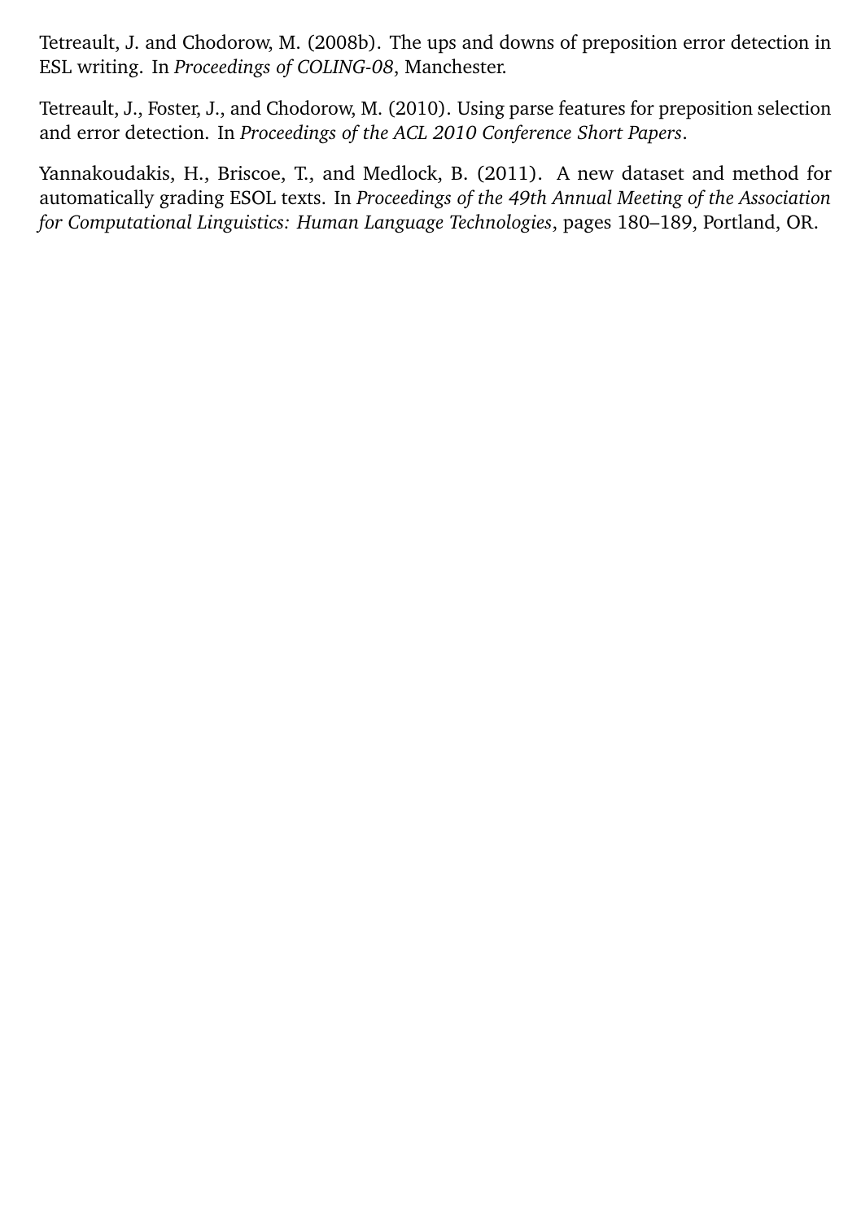Tetreault, J. and Chodorow, M. (2008b). The ups and downs of preposition error detection in ESL writing. In *Proceedings of COLING-08*, Manchester.

Tetreault, J., Foster, J., and Chodorow, M. (2010). Using parse features for preposition selection and error detection. In *Proceedings of the ACL 2010 Conference Short Papers*.

Yannakoudakis, H., Briscoe, T., and Medlock, B. (2011). A new dataset and method for automatically grading ESOL texts. In *Proceedings of the 49th Annual Meeting of the Association for Computational Linguistics: Human Language Technologies*, pages 180–189, Portland, OR.